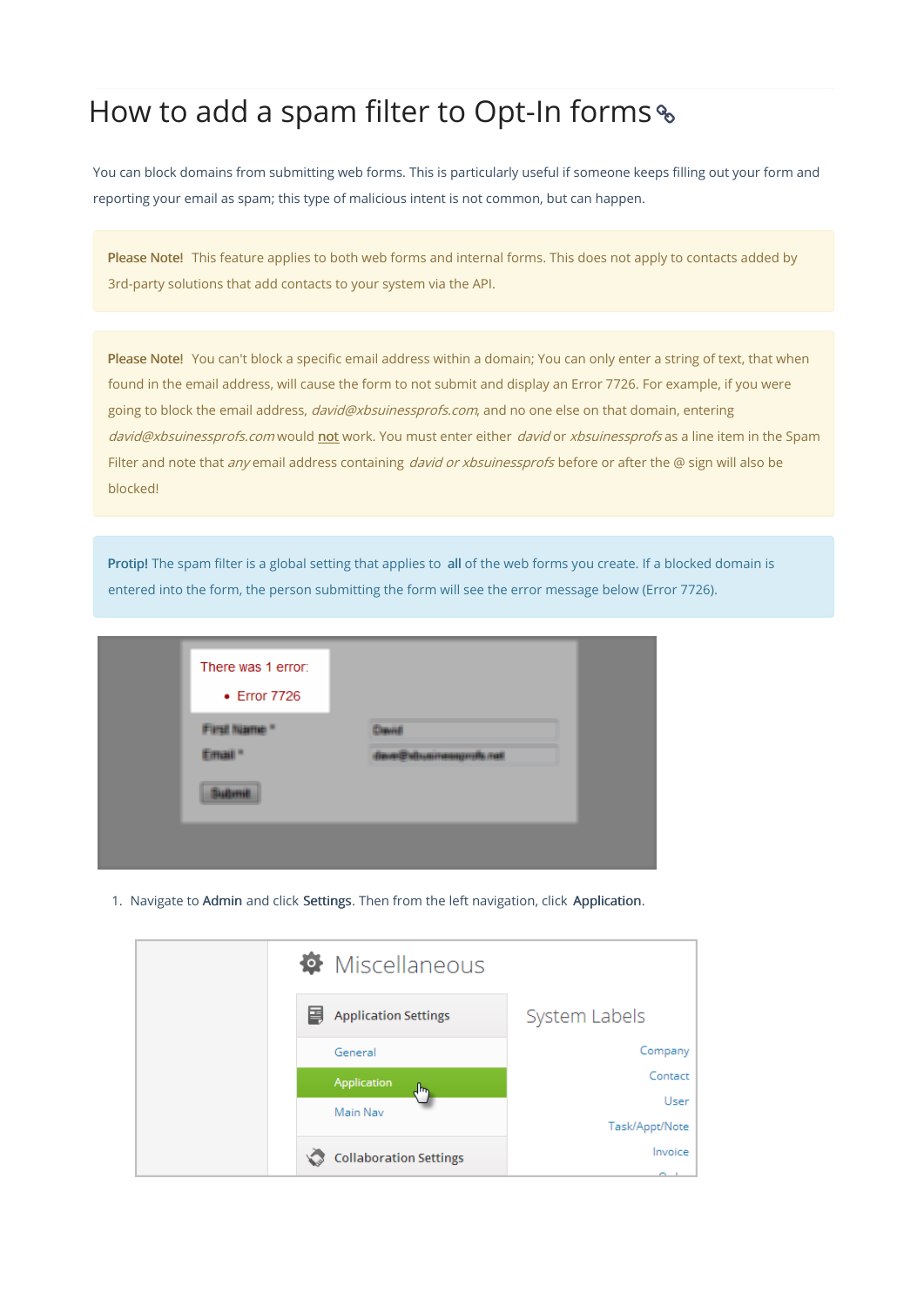# How to add a spam filter to Opt-In forms

You can block domains from submitting web forms. This is particularly useful if someone keeps filling out your form and reporting your email as spam; this type of malicious intent is not common, but can happen.

**Please Note!** This feature applies to both web forms and internal forms. This does not apply to contacts added by 3rd-party solutions that add contacts to your system via the API.

**Please Note!** You can't block a specific email address within a domain; You can only enter a string of text, that when found in the email address, will cause the form to not submit and display an Error 7726. For example, if you were going to block the email address, *david@xbsuinessprofs.com*, and no one else on that domain, entering *david@xbsuinessprofs.com* would not work. You must enter either *david* or *xbsuinessprofs* as a line item in the Spam Filter and note that *any* email address containing *david or xbsuinessprofs* before or after the @ sign will also be blocked!

**Protip!** The spam filter is a global setting that applies to **all** of the web forms you create. If a blocked domain is entered into the form, the person submitting the form will see the error message below (Error 7726).

1. Navigate to **Admin** and click **Settings**. Then from the left navigation, click **Application**.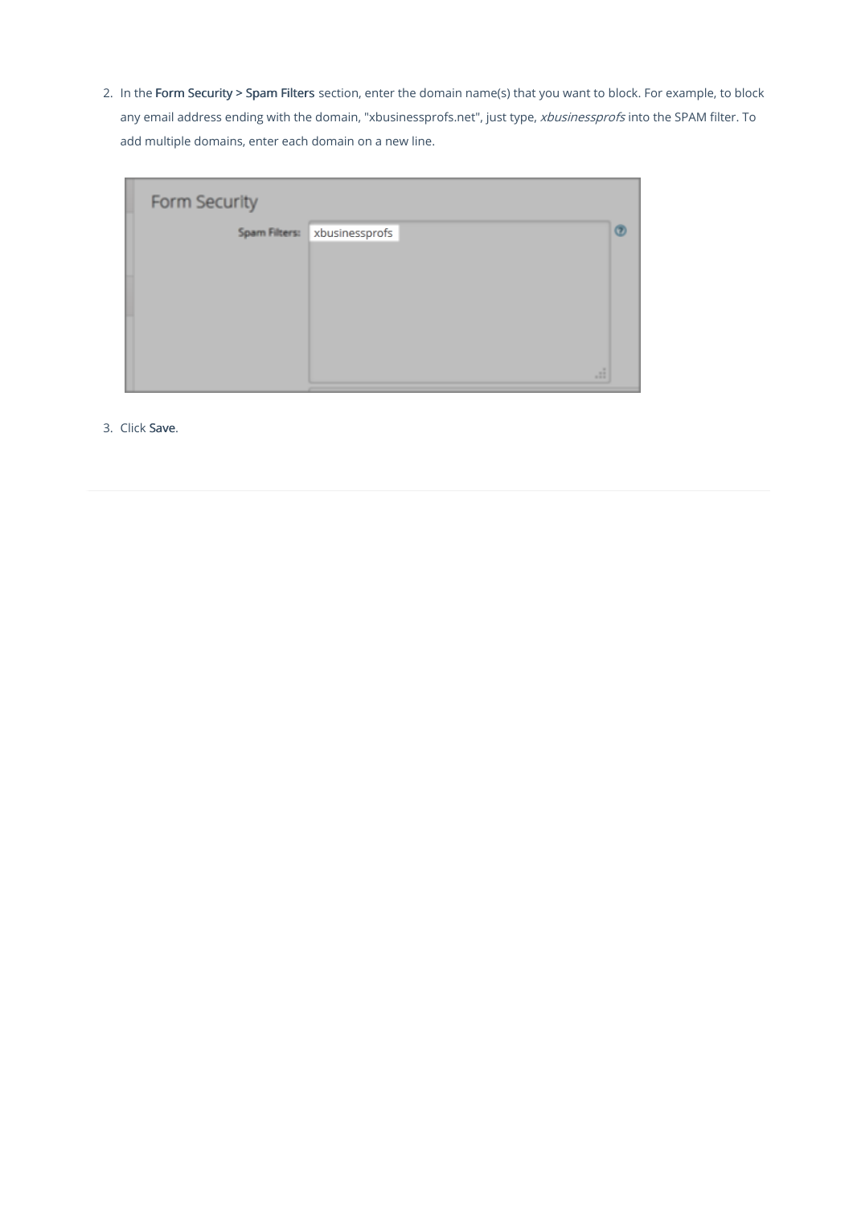2. In the **Form Security > Spam Filters** section, enter the domain name(s) that you want to block. For example, to block any email address ending with the domain, "xbusinessprofs.net", just type, *xbusinessprofs* into the SPAM filter. To add multiple domains, enter each domain on a new line.

3. Click **Save**.